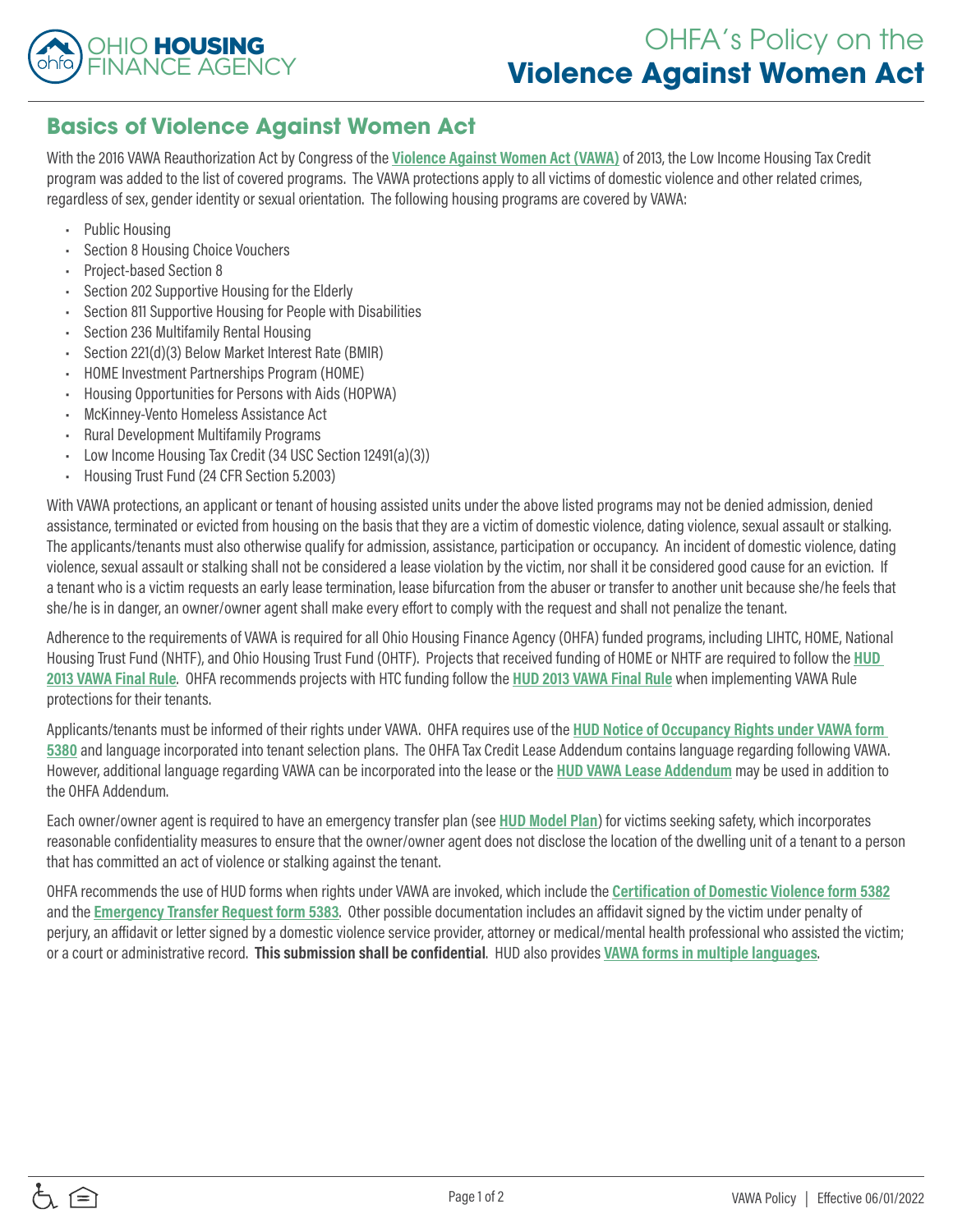# OHFA's Policy on the Violence Against Women Act

## Basics of Violence Against Women Act

With the 2016 VAWA Reauthorization Act by Congress of the **Violence Against Women Act (VAWA)** of 2013, the Low Income Housing Tax Credit program was added to the list of covered programs. The VAWA protections apply to all victims of domestic violence and other related crimes, regardless of sex, gender identity or sexual orientation. The following housing programs are covered by VAWA:

- Public Housing
- Section 8 Housing Choice Vouchers
- Project-based Section 8
- Section 202 Supportive Housing for the Elderly
- Section 811 Supportive Housing for People with Disabilities
- Section 236 Multifamily Rental Housing
- Section 221(d)(3) Below Market Interest Rate (BMIR)
- HOME Investment Partnerships Program (HOME)
- Housing Opportunities for Persons with Aids (HOPWA)
- McKinney-Vento Homeless Assistance Act
- Rural Development Multifamily Programs
- Low Income Housing Tax Credit (34 USC Section 12491(a)(3))
- Housing Trust Fund (24 CFR Section 5.2003)

With VAWA protections, an applicant or tenant of housing assisted units under the above listed programs may not be denied admission, denied assistance, terminated or evicted from housing on the basis that they are a victim of domestic violence, dating violence, sexual assault or stalking. The applicants/tenants must also otherwise qualify for admission, assistance, participation or occupancy. An incident of domestic violence, dating violence, sexual assault or stalking shall not be considered a lease violation by the victim, nor shall it be considered good cause for an eviction. If a tenant who is a victim requests an early lease termination, lease bifurcation from the abuser or transfer to another unit because she/he feels that she/he is in danger, an owner/owner agent shall make every effort to comply with the request and shall not penalize the tenant.

Adherence to the requirements of VAWA is required for all Ohio Housing Finance Agency (OHFA) funded programs, including LIHTC, HOME, National Housing Trust Fund (NHTF), and Ohio Housing Trust Fund (OHTF). Projects that received funding of HOME or NHTF are required to follow the **HUD 2013 VAWA Final Rule**. OHFA recommends projects with HTC funding follow the **HUD 2013 VAWA Final Rule** when implementing VAWA Rule protections for their tenants.

Applicants/tenants must be informed of their rights under VAWA. OHFA requires use of the **HUD Notice of Occupancy Rights under VAWA form 5380** and language incorporated into tenant selection plans. The OHFA Tax Credit Lease Addendum contains language regarding following VAWA. However, additional language regarding VAWA can be incorporated into the lease or the **HUD VAWA Lease Addendum** may be used in addition to the OHFA Addendum.

Each owner/owner agent is required to have an emergency transfer plan (see **HUD Model Plan**) for victims seeking safety, which incorporates reasonable confidentiality measures to ensure that the owner/owner agent does not disclose the location of the dwelling unit of a tenant to a person that has committed an act of violence or stalking against the tenant.

OHFA recommends the use of HUD forms when rights under VAWA are invoked, which include the **Certification of Domestic Violence form 5382** and the **Emergency Transfer Request form 5383**. Other possible documentation includes an affidavit signed by the victim under penalty of perjury, an affidavit or letter signed by a domestic violence service provider, attorney or medical/mental health professional who assisted the victim; or a court or administrative record. **This submission shall be confidential**. HUD also provides **VAWA forms in multiple languages**.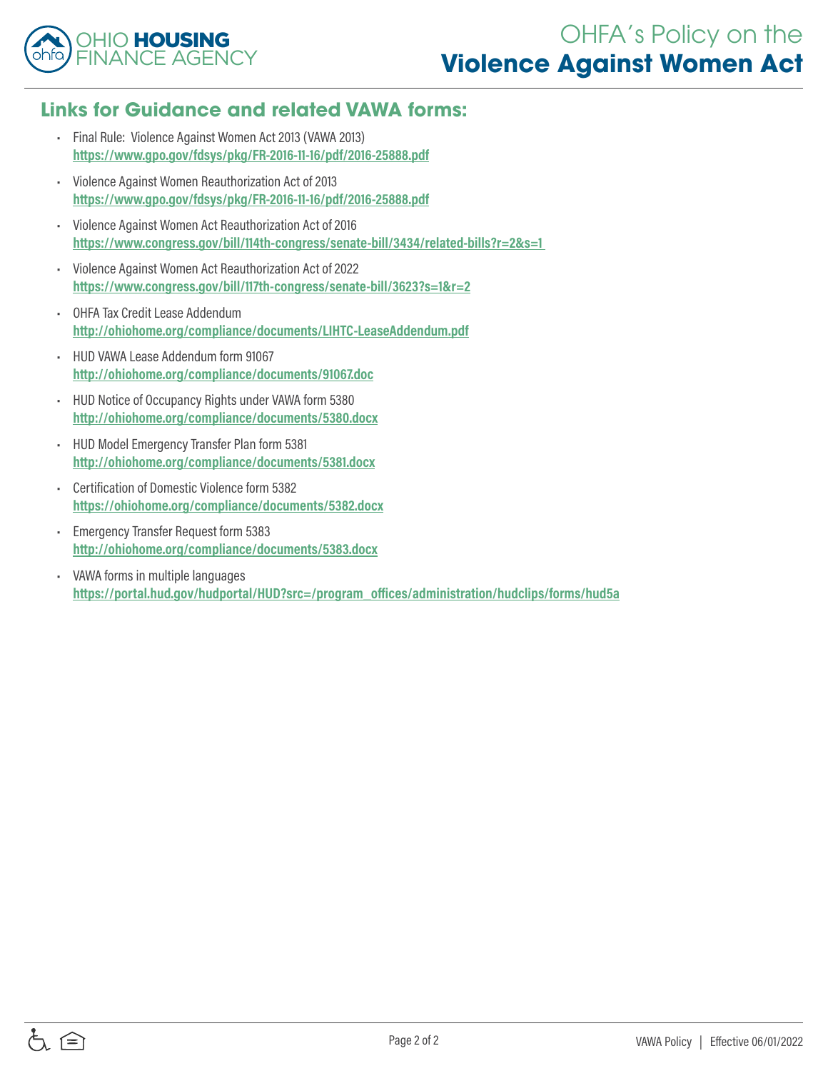## Links for Guidance and related VAWA forms:

- Final Rule: Violence Against Women Act 2013 (VAWA 2013)
  **https://www.gpo.gov/fdsys/pkg/FR-2016-11-16/pdf/2016-25888.pdf**
- Violence Against Women Reauthorization Act of 2013
  **https://www.gpo.gov/fdsys/pkg/FR-2016-11-16/pdf/2016-25888.pdf**
- Violence Against Women Act Reauthorization Act of 2016
  **https://www.congress.gov/bill/114th-congress/senate-bill/3434/related-bills?r=2&s=1**
- Violence Against Women Act Reauthorization Act of 2022
  **https://www.congress.gov/bill/117th-congress/senate-bill/3623?s=1&r=2**
- OHFA Tax Credit Lease Addendum
  **http://ohiohome.org/compliance/documents/LIHTC-LeaseAddendum.pdf**
- HUD VAWA Lease Addendum form 91067
  **http://ohiohome.org/compliance/documents/91067.doc**
- HUD Notice of Occupancy Rights under VAWA form 5380
  **http://ohiohome.org/compliance/documents/5380.docx**
- HUD Model Emergency Transfer Plan form 5381
  **http://ohiohome.org/compliance/documents/5381.docx**
- Certification of Domestic Violence form 5382
  **https://ohiohome.org/compliance/documents/5382.docx**
- Emergency Transfer Request form 5383
  **http://ohiohome.org/compliance/documents/5383.docx**
- VAWA forms in multiple languages
  **https://portal.hud.gov/hudportal/HUD?src=/program_offices/administration/hudclips/forms/hud5a**